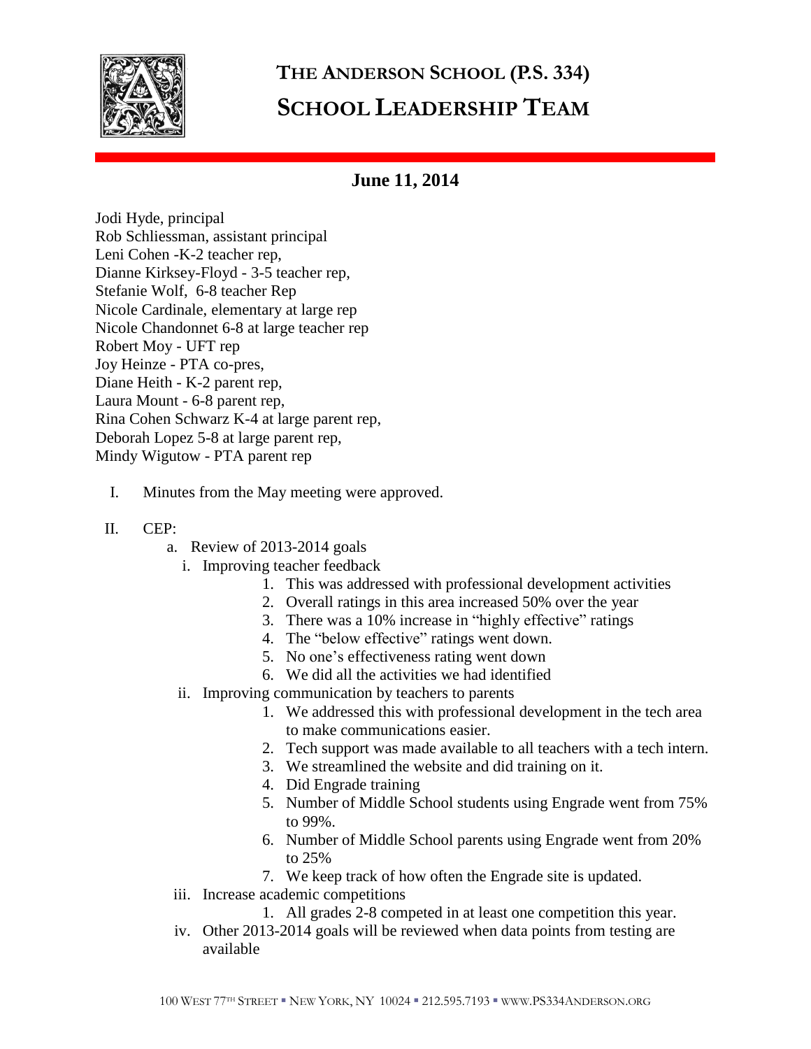# THE ANDERSON SCHOOL (P.S. 334)
# SCHOOL LEADERSHIP TEAM

## June 11, 2014

Jodi Hyde, principal
Rob Schliessman, assistant principal
Leni Cohen -K-2 teacher rep,
Dianne Kirksey-Floyd - 3-5 teacher rep,
Stefanie Wolf, 6-8 teacher Rep
Nicole Cardinale, elementary at large rep
Nicole Chandonnet 6-8 at large teacher rep
Robert Moy - UFT rep
Joy Heinze - PTA co-pres,
Diane Heith - K-2 parent rep,
Laura Mount - 6-8 parent rep,
Rina Cohen Schwarz K-4 at large parent rep,
Deborah Lopez 5-8 at large parent rep,
Mindy Wigutow - PTA parent rep

I. Minutes from the May meeting were approved.

II. CEP:
   a. Review of 2013-2014 goals
      i. Improving teacher feedback
         1. This was addressed with professional development activities
         2. Overall ratings in this area increased 50% over the year
         3. There was a 10% increase in "highly effective" ratings
         4. The "below effective" ratings went down.
         5. No one's effectiveness rating went down
         6. We did all the activities we had identified
      ii. Improving communication by teachers to parents
         1. We addressed this with professional development in the tech area to make communications easier.
         2. Tech support was made available to all teachers with a tech intern.
         3. We streamlined the website and did training on it.
         4. Did Engrade training
         5. Number of Middle School students using Engrade went from 75% to 99%.
         6. Number of Middle School parents using Engrade went from 20% to 25%
         7. We keep track of how often the Engrade site is updated.
      iii. Increase academic competitions
         1. All grades 2-8 competed in at least one competition this year.
      iv. Other 2013-2014 goals will be reviewed when data points from testing are available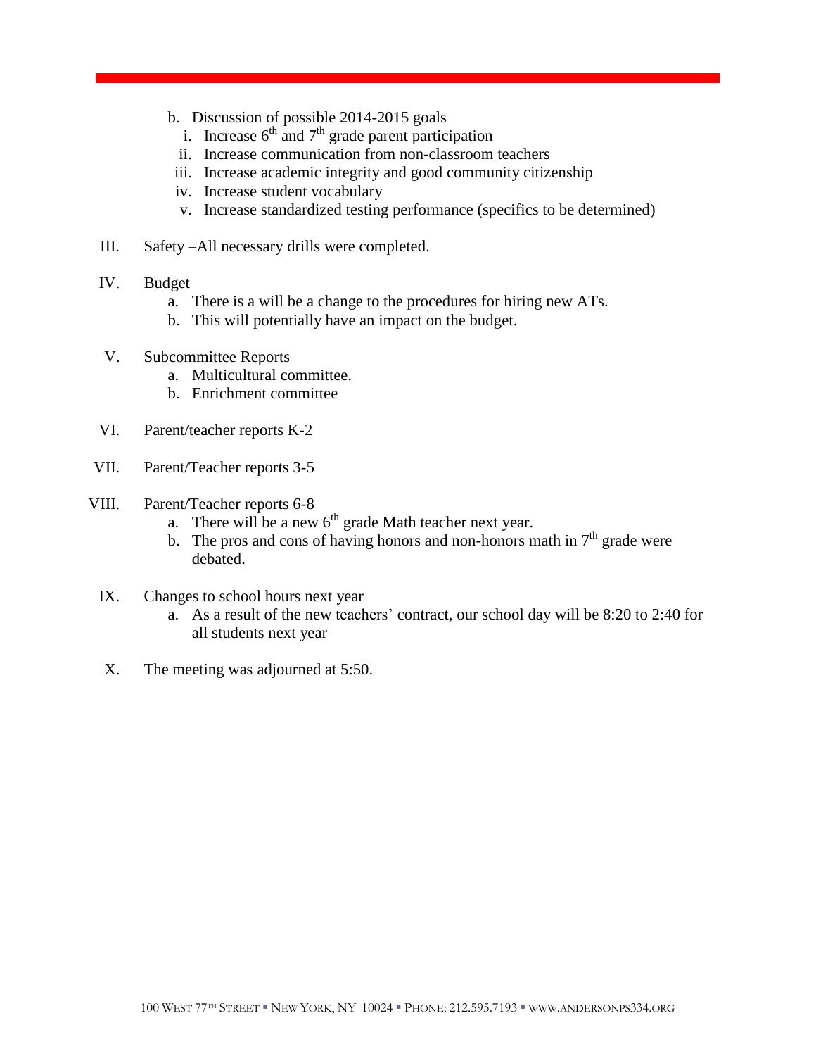b. Discussion of possible 2014-2015 goals
      i. Increase 6th and 7th grade parent participation
      ii. Increase communication from non-classroom teachers
      iii. Increase academic integrity and good community citizenship
      iv. Increase student vocabulary
      v. Increase standardized testing performance (specifics to be determined)

III. Safety –All necessary drills were completed.

IV. Budget
   a. There is a will be a change to the procedures for hiring new ATs.
   b. This will potentially have an impact on the budget.

V. Subcommittee Reports
   a. Multicultural committee.
   b. Enrichment committee

VI. Parent/teacher reports K-2

VII. Parent/Teacher reports 3-5

VIII. Parent/Teacher reports 6-8
   a. There will be a new 6th grade Math teacher next year.
   b. The pros and cons of having honors and non-honors math in 7th grade were debated.

IX. Changes to school hours next year
   a. As a result of the new teachers' contract, our school day will be 8:20 to 2:40 for all students next year

X. The meeting was adjourned at 5:50.